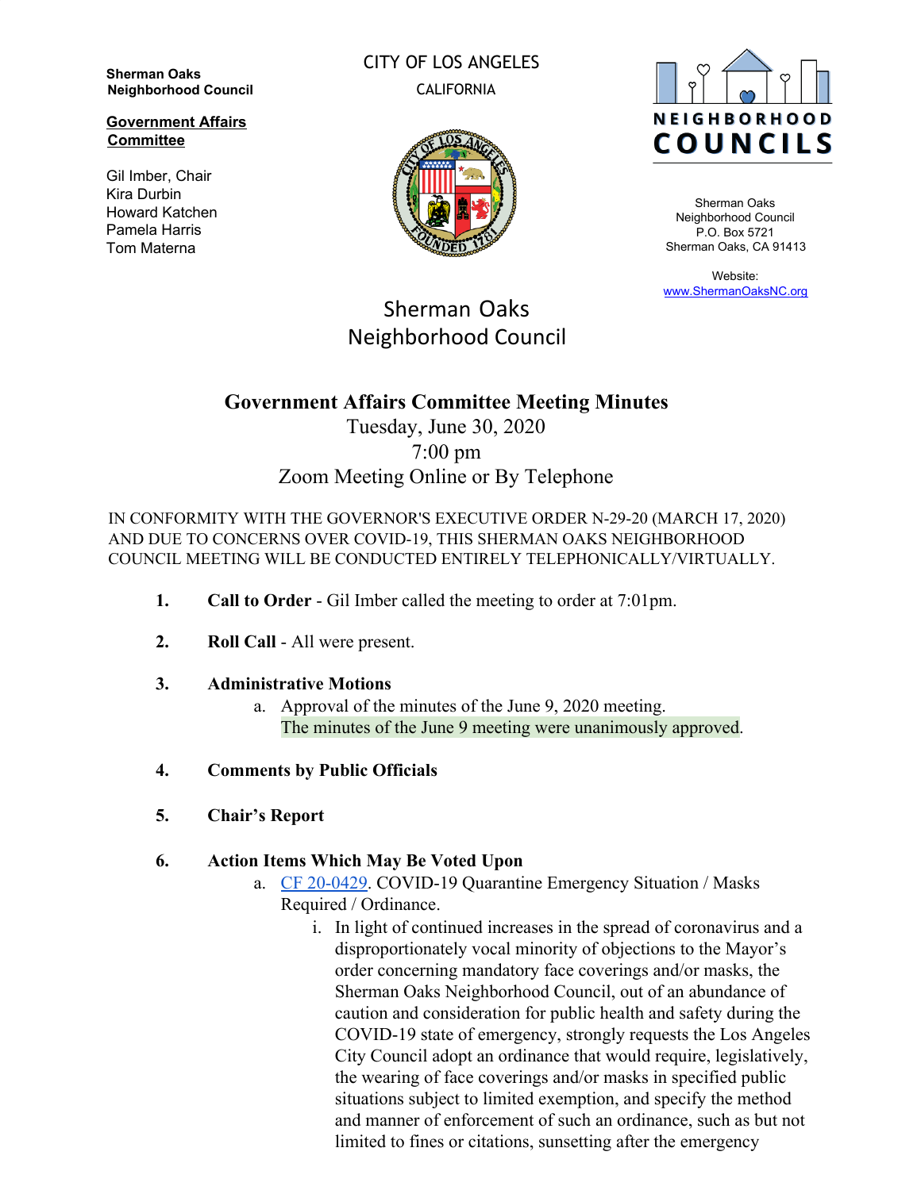**Sherman Oaks Neighborhood Council**

**Government Affairs Committee**

Gil Imber, Chair
Kira Durbin
Howard Katchen
Pamela Harris
Tom Materna

CITY OF LOS ANGELES
CALIFORNIA

NEIGHBORHOOD COUNCILS

Sherman Oaks Neighborhood Council
P.O. Box 5721
Sherman Oaks, CA 91413

Website:
www.ShermanOaksNC.org

Sherman Oaks Neighborhood Council

# Government Affairs Committee Meeting Minutes

Tuesday, June 30, 2020
7:00 pm
Zoom Meeting Online or By Telephone

IN CONFORMITY WITH THE GOVERNOR'S EXECUTIVE ORDER N-29-20 (MARCH 17, 2020) AND DUE TO CONCERNS OVER COVID-19, THIS SHERMAN OAKS NEIGHBORHOOD COUNCIL MEETING WILL BE CONDUCTED ENTIRELY TELEPHONICALLY/VIRTUALLY.

1. **Call to Order** - Gil Imber called the meeting to order at 7:01pm.

2. **Roll Call** - All were present.

3. **Administrative Motions**
   a. Approval of the minutes of the June 9, 2020 meeting.
   The minutes of the June 9 meeting were unanimously approved.

4. **Comments by Public Officials**

5. **Chair's Report**

6. **Action Items Which May Be Voted Upon**
   a. CF 20-0429. COVID-19 Quarantine Emergency Situation / Masks Required / Ordinance.
      i. In light of continued increases in the spread of coronavirus and a disproportionately vocal minority of objections to the Mayor's order concerning mandatory face coverings and/or masks, the Sherman Oaks Neighborhood Council, out of an abundance of caution and consideration for public health and safety during the COVID-19 state of emergency, strongly requests the Los Angeles City Council adopt an ordinance that would require, legislatively, the wearing of face coverings and/or masks in specified public situations subject to limited exemption, and specify the method and manner of enforcement of such an ordinance, such as but not limited to fines or citations, sunsetting after the emergency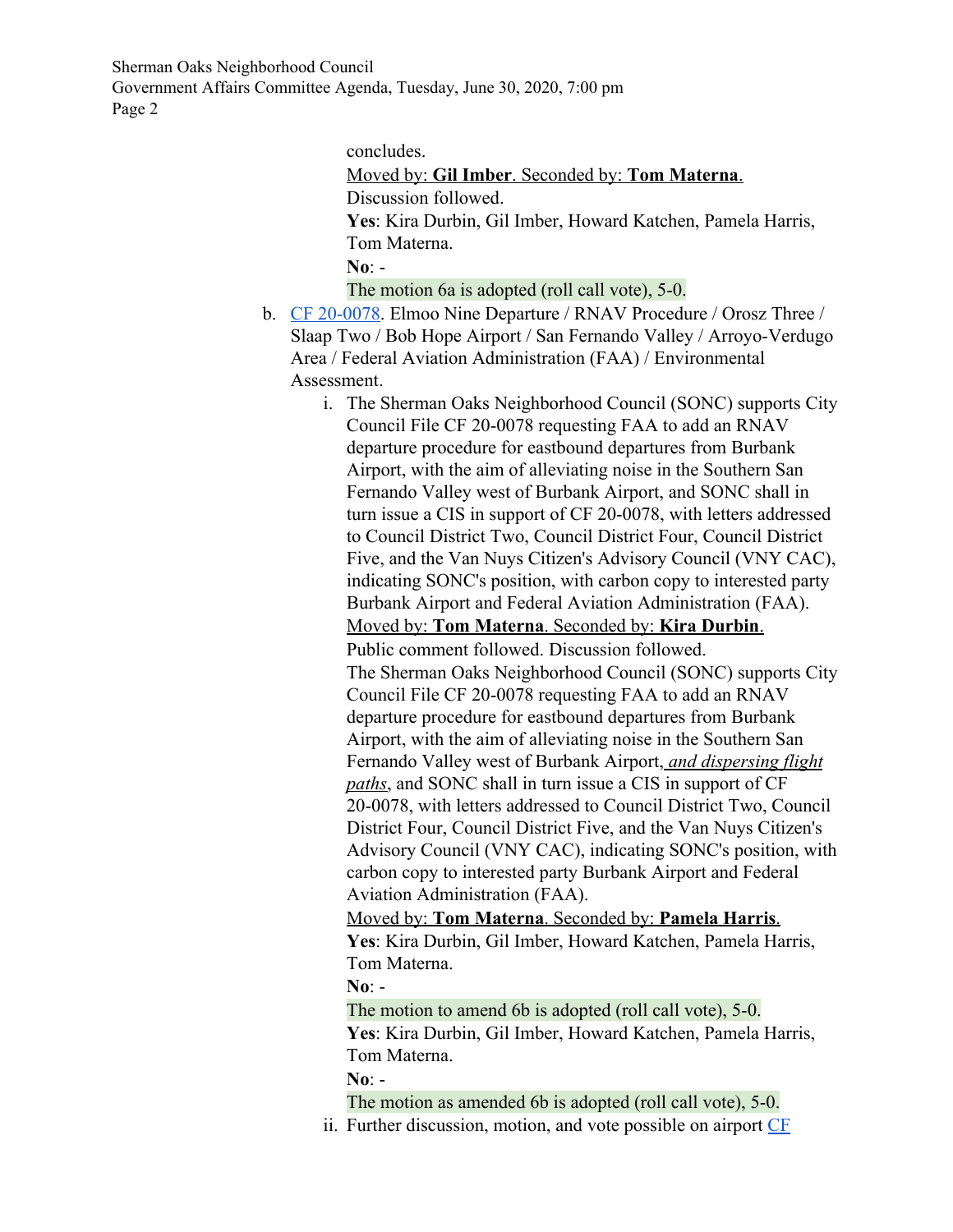concludes.
Moved by: **Gil Imber**. Seconded by: **Tom Materna**.
Discussion followed.
**Yes**: Kira Durbin, Gil Imber, Howard Katchen, Pamela Harris, Tom Materna.
**No**: -
The motion 6a is adopted (roll call vote), 5-0.

b. CF 20-0078. Elmoo Nine Departure / RNAV Procedure / Orosz Three / Slaap Two / Bob Hope Airport / San Fernando Valley / Arroyo-Verdugo Area / Federal Aviation Administration (FAA) / Environmental Assessment.

   i. The Sherman Oaks Neighborhood Council (SONC) supports City Council File CF 20-0078 requesting FAA to add an RNAV departure procedure for eastbound departures from Burbank Airport, with the aim of alleviating noise in the Southern San Fernando Valley west of Burbank Airport, and SONC shall in turn issue a CIS in support of CF 20-0078, with letters addressed to Council District Two, Council District Four, Council District Five, and the Van Nuys Citizen's Advisory Council (VNY CAC), indicating SONC's position, with carbon copy to interested party Burbank Airport and Federal Aviation Administration (FAA).
   Moved by: **Tom Materna**. Seconded by: **Kira Durbin**.
   Public comment followed. Discussion followed.
   The Sherman Oaks Neighborhood Council (SONC) supports City Council File CF 20-0078 requesting FAA to add an RNAV departure procedure for eastbound departures from Burbank Airport, with the aim of alleviating noise in the Southern San Fernando Valley west of Burbank Airport, *and dispersing flight paths*, and SONC shall in turn issue a CIS in support of CF 20-0078, with letters addressed to Council District Two, Council District Four, Council District Five, and the Van Nuys Citizen's Advisory Council (VNY CAC), indicating SONC's position, with carbon copy to interested party Burbank Airport and Federal Aviation Administration (FAA).
   Moved by: **Tom Materna**. Seconded by: **Pamela Harris**.
   **Yes**: Kira Durbin, Gil Imber, Howard Katchen, Pamela Harris, Tom Materna.
   **No**: -
   The motion to amend 6b is adopted (roll call vote), 5-0.
   **Yes**: Kira Durbin, Gil Imber, Howard Katchen, Pamela Harris, Tom Materna.
   **No**: -
   The motion as amended 6b is adopted (roll call vote), 5-0.

   ii. Further discussion, motion, and vote possible on airport CF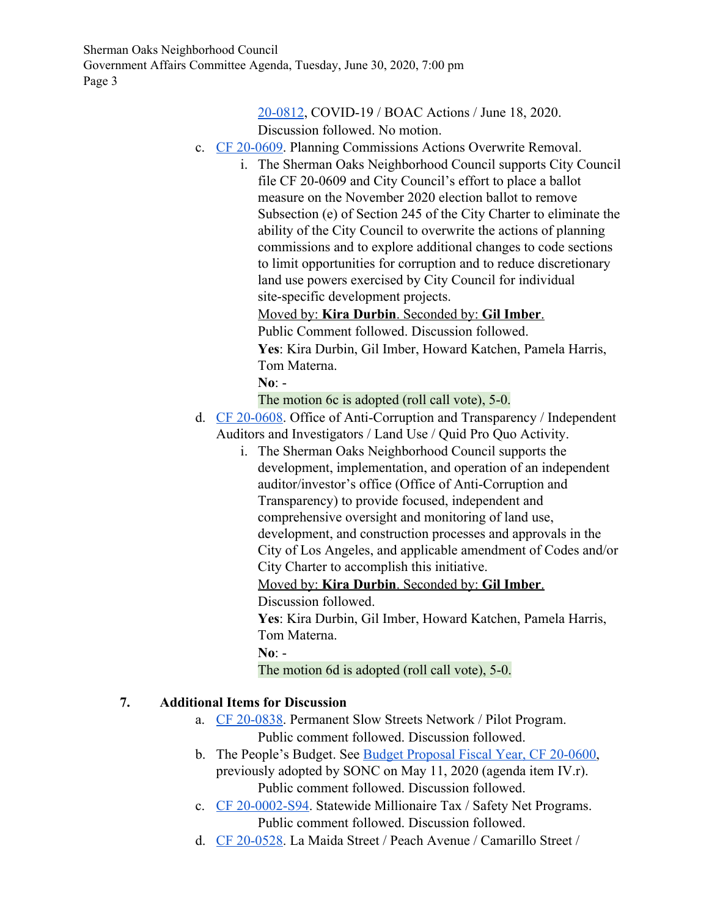20-0812, COVID-19 / BOAC Actions / June 18, 2020.
Discussion followed. No motion.

c. CF 20-0609. Planning Commissions Actions Overwrite Removal.
   i. The Sherman Oaks Neighborhood Council supports City Council file CF 20-0609 and City Council's effort to place a ballot measure on the November 2020 election ballot to remove Subsection (e) of Section 245 of the City Charter to eliminate the ability of the City Council to overwrite the actions of planning commissions and to explore additional changes to code sections to limit opportunities for corruption and to reduce discretionary land use powers exercised by City Council for individual site-specific development projects.
   Moved by: **Kira Durbin**. Seconded by: **Gil Imber**.
   Public Comment followed. Discussion followed.
   **Yes**: Kira Durbin, Gil Imber, Howard Katchen, Pamela Harris, Tom Materna.
   **No**: -
   The motion 6c is adopted (roll call vote), 5-0.

d. CF 20-0608. Office of Anti-Corruption and Transparency / Independent Auditors and Investigators / Land Use / Quid Pro Quo Activity.
   i. The Sherman Oaks Neighborhood Council supports the development, implementation, and operation of an independent auditor/investor's office (Office of Anti-Corruption and Transparency) to provide focused, independent and comprehensive oversight and monitoring of land use, development, and construction processes and approvals in the City of Los Angeles, and applicable amendment of Codes and/or City Charter to accomplish this initiative.
   Moved by: **Kira Durbin**. Seconded by: **Gil Imber**.
   Discussion followed.
   **Yes**: Kira Durbin, Gil Imber, Howard Katchen, Pamela Harris, Tom Materna.
   **No**: -
   The motion 6d is adopted (roll call vote), 5-0.

## 7. Additional Items for Discussion

a. CF 20-0838. Permanent Slow Streets Network / Pilot Program.
   Public comment followed. Discussion followed.

b. The People's Budget. See Budget Proposal Fiscal Year, CF 20-0600, previously adopted by SONC on May 11, 2020 (agenda item IV.r).
   Public comment followed. Discussion followed.

c. CF 20-0002-S94. Statewide Millionaire Tax / Safety Net Programs.
   Public comment followed. Discussion followed.

d. CF 20-0528. La Maida Street / Peach Avenue / Camarillo Street /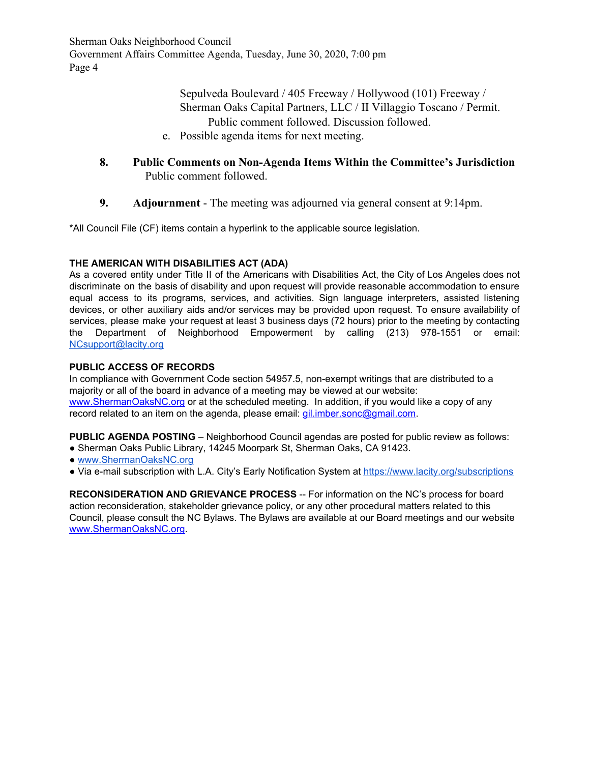Sepulveda Boulevard / 405 Freeway / Hollywood (101) Freeway / Sherman Oaks Capital Partners, LLC / II Villaggio Toscano / Permit.
Public comment followed. Discussion followed.

e. Possible agenda items for next meeting.

8. **Public Comments on Non-Agenda Items Within the Committee's Jurisdiction**
Public comment followed.

9. **Adjournment** - The meeting was adjourned via general consent at 9:14pm.

*All Council File (CF) items contain a hyperlink to the applicable source legislation.

**THE AMERICAN WITH DISABILITIES ACT (ADA)**
As a covered entity under Title II of the Americans with Disabilities Act, the City of Los Angeles does not discriminate on the basis of disability and upon request will provide reasonable accommodation to ensure equal access to its programs, services, and activities. Sign language interpreters, assisted listening devices, or other auxiliary aids and/or services may be provided upon request. To ensure availability of services, please make your request at least 3 business days (72 hours) prior to the meeting by contacting the Department of Neighborhood Empowerment by calling (213) 978-1551 or email: NCsupport@lacity.org

**PUBLIC ACCESS OF RECORDS**
In compliance with Government Code section 54957.5, non-exempt writings that are distributed to a majority or all of the board in advance of a meeting may be viewed at our website: www.ShermanOaksNC.org or at the scheduled meeting. In addition, if you would like a copy of any record related to an item on the agenda, please email: gil.imber.sonc@gmail.com.

**PUBLIC AGENDA POSTING** – Neighborhood Council agendas are posted for public review as follows:
- Sherman Oaks Public Library, 14245 Moorpark St, Sherman Oaks, CA 91423.
- www.ShermanOaksNC.org
- Via e-mail subscription with L.A. City's Early Notification System at https://www.lacity.org/subscriptions

**RECONSIDERATION AND GRIEVANCE PROCESS** -- For information on the NC's process for board action reconsideration, stakeholder grievance policy, or any other procedural matters related to this Council, please consult the NC Bylaws. The Bylaws are available at our Board meetings and our website www.ShermanOaksNC.org.